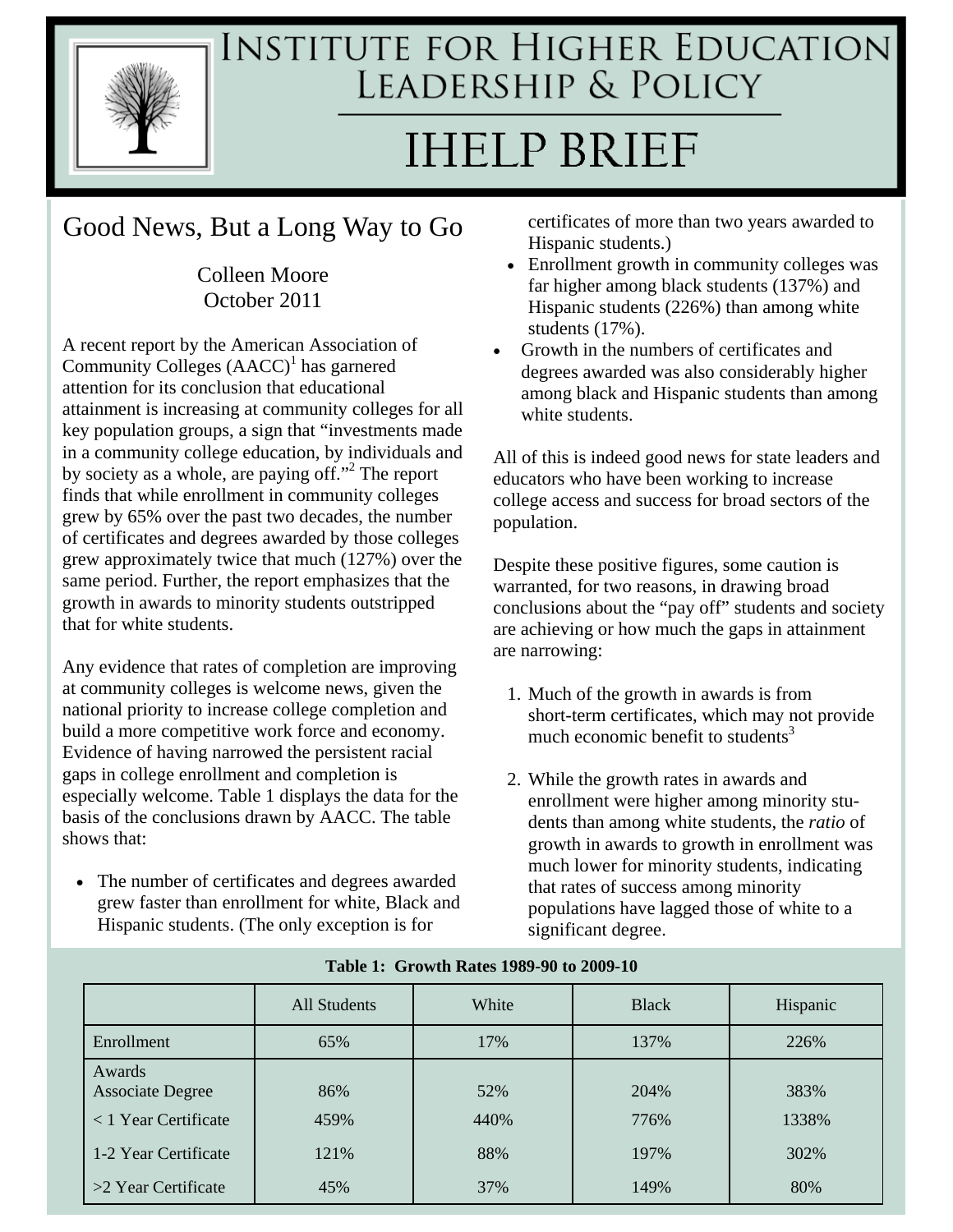# Institute for Higher Education Leadership & Policy

# IHELP BRIEF

## Good News, But a Long Way to Go

Colleen Moore
October 2011

A recent report by the American Association of Community Colleges (AACC)[1] has garnered attention for its conclusion that educational attainment is increasing at community colleges for all key population groups, a sign that "investments made in a community college education, by individuals and by society as a whole, are paying off."[2] The report finds that while enrollment in community colleges grew by 65% over the past two decades, the number of certificates and degrees awarded by those colleges grew approximately twice that much (127%) over the same period. Further, the report emphasizes that the growth in awards to minority students outstripped that for white students.

Any evidence that rates of completion are improving at community colleges is welcome news, given the national priority to increase college completion and build a more competitive work force and economy. Evidence of having narrowed the persistent racial gaps in college enrollment and completion is especially welcome. Table 1 displays the data for the basis of the conclusions drawn by AACC. The table shows that:

- The number of certificates and degrees awarded grew faster than enrollment for white, Black and Hispanic students. (The only exception is for certificates of more than two years awarded to Hispanic students.)
- Enrollment growth in community colleges was far higher among black students (137%) and Hispanic students (226%) than among white students (17%).
- Growth in the numbers of certificates and degrees awarded was also considerably higher among black and Hispanic students than among white students.

All of this is indeed good news for state leaders and educators who have been working to increase college access and success for broad sectors of the population.

Despite these positive figures, some caution is warranted, for two reasons, in drawing broad conclusions about the "pay off" students and society are achieving or how much the gaps in attainment are narrowing:

1. Much of the growth in awards is from short-term certificates, which may not provide much economic benefit to students[3]
2. While the growth rates in awards and enrollment were higher among minority students than among white students, the *ratio* of growth in awards to growth in enrollment was much lower for minority students, indicating that rates of success among minority populations have lagged those of white to a significant degree.

**Table 1: Growth Rates 1989-90 to 2009-10**

| | All Students | White | Black | Hispanic |
|---|---|---|---|---|
| Enrollment | 65% | 17% | 137% | 226% |
| Awards | | | | |
| Associate Degree | 86% | 52% | 204% | 383% |
| < 1 Year Certificate | 459% | 440% | 776% | 1338% |
| 1-2 Year Certificate | 121% | 88% | 197% | 302% |
| >2 Year Certificate | 45% | 37% | 149% | 80% |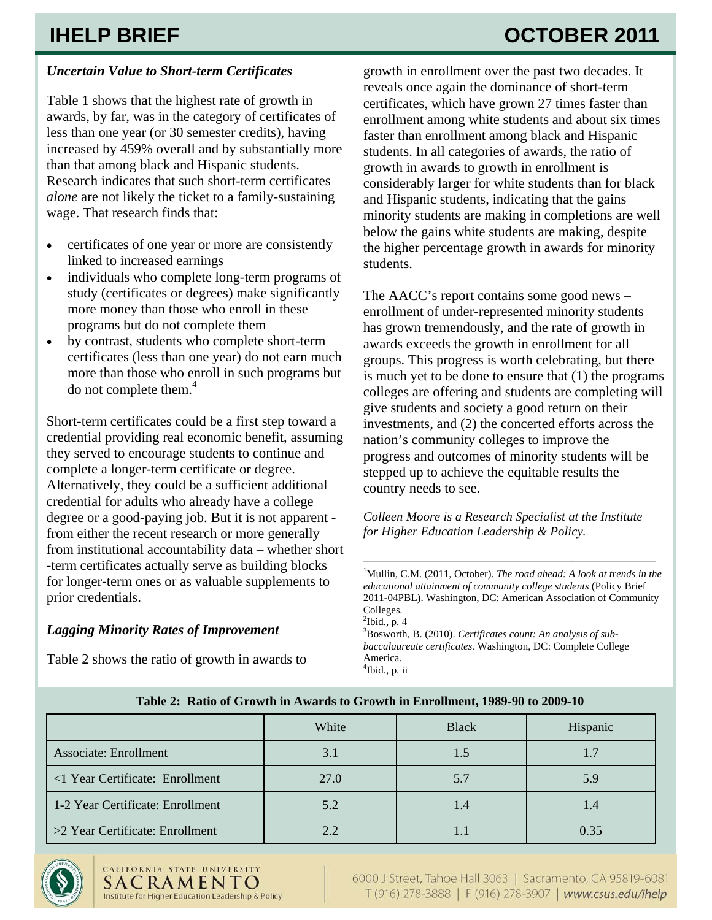### *Uncertain Value to Short-term Certificates*

Table 1 shows that the highest rate of growth in awards, by far, was in the category of certificates of less than one year (or 30 semester credits), having increased by 459% overall and by substantially more than that among black and Hispanic students. Research indicates that such short-term certificates *alone* are not likely the ticket to a family-sustaining wage. That research finds that:

- certificates of one year or more are consistently linked to increased earnings
- individuals who complete long-term programs of study (certificates or degrees) make significantly more money than those who enroll in these programs but do not complete them
- by contrast, students who complete short-term certificates (less than one year) do not earn much more than those who enroll in such programs but do not complete them.[4]

Short-term certificates could be a first step toward a credential providing real economic benefit, assuming they served to encourage students to continue and complete a longer-term certificate or degree. Alternatively, they could be a sufficient additional credential for adults who already have a college degree or a good-paying job. But it is not apparent - from either the recent research or more generally from institutional accountability data – whether short -term certificates actually serve as building blocks for longer-term ones or as valuable supplements to prior credentials.

### *Lagging Minority Rates of Improvement*

Table 2 shows the ratio of growth in awards to growth in enrollment over the past two decades. It reveals once again the dominance of short-term certificates, which have grown 27 times faster than enrollment among white students and about six times faster than enrollment among black and Hispanic students. In all categories of awards, the ratio of growth in awards to growth in enrollment is considerably larger for white students than for black and Hispanic students, indicating that the gains minority students are making in completions are well below the gains white students are making, despite the higher percentage growth in awards for minority students.

The AACC's report contains some good news – enrollment of under-represented minority students has grown tremendously, and the rate of growth in awards exceeds the growth in enrollment for all groups. This progress is worth celebrating, but there is much yet to be done to ensure that (1) the programs colleges are offering and students are completing will give students and society a good return on their investments, and (2) the concerted efforts across the nation's community colleges to improve the progress and outcomes of minority students will be stepped up to achieve the equitable results the country needs to see.

*Colleen Moore is a Research Specialist at the Institute for Higher Education Leadership & Policy.*

---

[1]Mullin, C.M. (2011, October). *The road ahead: A look at trends in the educational attainment of community college students* (Policy Brief 2011-04PBL). Washington, DC: American Association of Community Colleges.
[2]Ibid., p. 4
[3]Bosworth, B. (2010). *Certificates count: An analysis of sub-baccalaureate certificates.* Washington, DC: Complete College America.
[4]Ibid., p. ii

**Table 2: Ratio of Growth in Awards to Growth in Enrollment, 1989-90 to 2009-10**

| | White | Black | Hispanic |
|---|---|---|---|
| Associate: Enrollment | 3.1 | 1.5 | 1.7 |
| <1 Year Certificate: Enrollment | 27.0 | 5.7 | 5.9 |
| 1-2 Year Certificate: Enrollment | 5.2 | 1.4 | 1.4 |
| >2 Year Certificate: Enrollment | 2.2 | 1.1 | 0.35 |

CALIFORNIA STATE UNIVERSITY SACRAMENTO
Institute for Higher Education Leadership & Policy

6000 J Street, Tahoe Hall 3063 | Sacramento, CA 95819-6081
T (916) 278-3888 | F (916) 278-3907 | www.csus.edu/ihelp